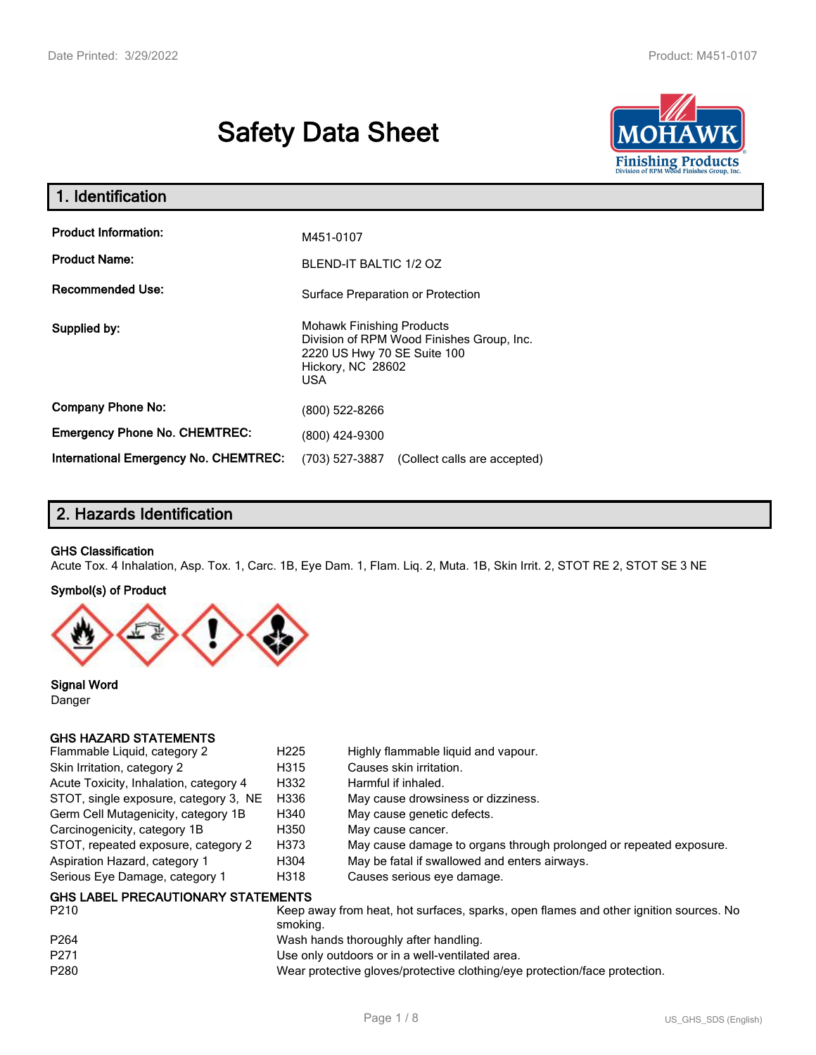# Safety Data Sheet

## 1. Identification

| | |
|---|---|
| **Product Information:** | M451-0107 |
| **Product Name:** | BLEND-IT BALTIC 1/2 OZ |
| **Recommended Use:** | Surface Preparation or Protection |
| **Supplied by:** | Mohawk Finishing Products<br>Division of RPM Wood Finishes Group, Inc.<br>2220 US Hwy 70 SE Suite 100<br>Hickory, NC 28602<br>USA |
| **Company Phone No:** | (800) 522-8266 |
| **Emergency Phone No. CHEMTREC:** | (800) 424-9300 |
| **International Emergency No. CHEMTREC:** | (703) 527-3887 (Collect calls are accepted) |

## 2. Hazards Identification

**GHS Classification**

Acute Tox. 4 Inhalation, Asp. Tox. 1, Carc. 1B, Eye Dam. 1, Flam. Liq. 2, Muta. 1B, Skin Irrit. 2, STOT RE 2, STOT SE 3 NE

**Symbol(s) of Product**

**Signal Word**

Danger

**GHS HAZARD STATEMENTS**

| | | |
|---|---|---|
| Flammable Liquid, category 2 | H225 | Highly flammable liquid and vapour. |
| Skin Irritation, category 2 | H315 | Causes skin irritation. |
| Acute Toxicity, Inhalation, category 4 | H332 | Harmful if inhaled. |
| STOT, single exposure, category 3, NE | H336 | May cause drowsiness or dizziness. |
| Germ Cell Mutagenicity, category 1B | H340 | May cause genetic defects. |
| Carcinogenicity, category 1B | H350 | May cause cancer. |
| STOT, repeated exposure, category 2 | H373 | May cause damage to organs through prolonged or repeated exposure. |
| Aspiration Hazard, category 1 | H304 | May be fatal if swallowed and enters airways. |
| Serious Eye Damage, category 1 | H318 | Causes serious eye damage. |

**GHS LABEL PRECAUTIONARY STATEMENTS**

| | |
|---|---|
| P210 | Keep away from heat, hot surfaces, sparks, open flames and other ignition sources. No smoking. |
| P264 | Wash hands thoroughly after handling. |
| P271 | Use only outdoors or in a well-ventilated area. |
| P280 | Wear protective gloves/protective clothing/eye protection/face protection. |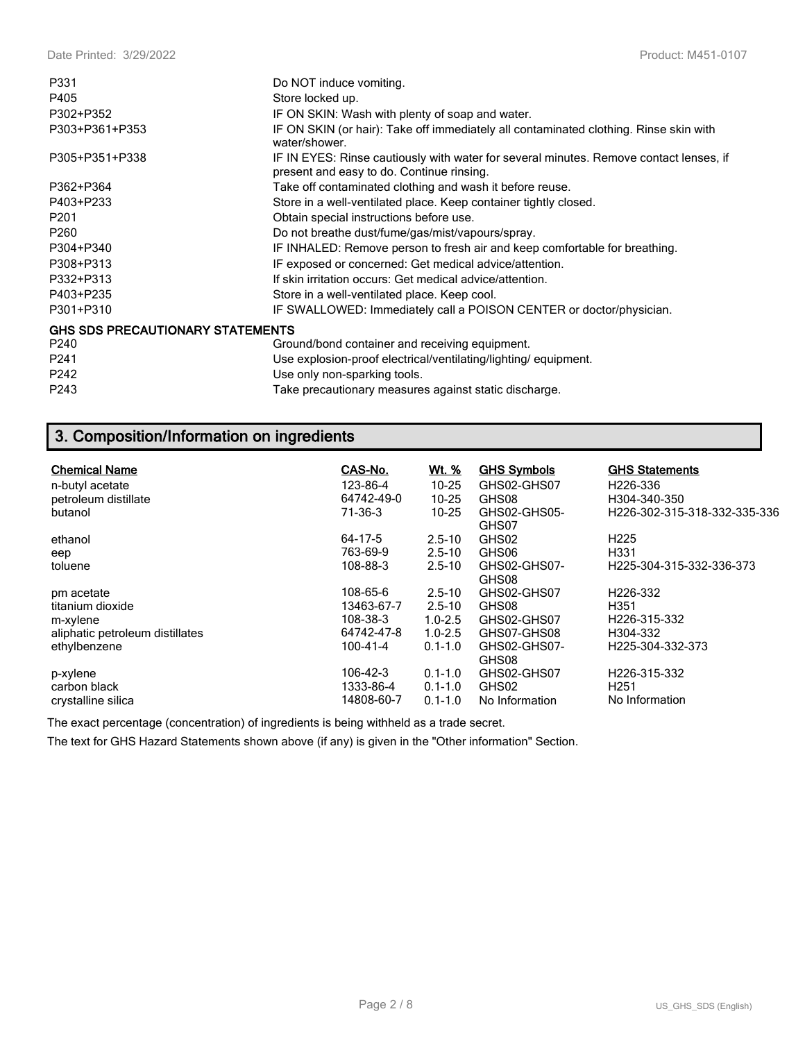| | |
|---|---|
| P331 | Do NOT induce vomiting. |
| P405 | Store locked up. |
| P302+P352 | IF ON SKIN: Wash with plenty of soap and water. |
| P303+P361+P353 | IF ON SKIN (or hair): Take off immediately all contaminated clothing. Rinse skin with water/shower. |
| P305+P351+P338 | IF IN EYES: Rinse cautiously with water for several minutes. Remove contact lenses, if present and easy to do. Continue rinsing. |
| P362+P364 | Take off contaminated clothing and wash it before reuse. |
| P403+P233 | Store in a well-ventilated place. Keep container tightly closed. |
| P201 | Obtain special instructions before use. |
| P260 | Do not breathe dust/fume/gas/mist/vapours/spray. |
| P304+P340 | IF INHALED: Remove person to fresh air and keep comfortable for breathing. |
| P308+P313 | IF exposed or concerned: Get medical advice/attention. |
| P332+P313 | If skin irritation occurs: Get medical advice/attention. |
| P403+P235 | Store in a well-ventilated place. Keep cool. |
| P301+P310 | IF SWALLOWED: Immediately call a POISON CENTER or doctor/physician. |

**GHS SDS PRECAUTIONARY STATEMENTS**

| | |
|---|---|
| P240 | Ground/bond container and receiving equipment. |
| P241 | Use explosion-proof electrical/ventilating/lighting/ equipment. |
| P242 | Use only non-sparking tools. |
| P243 | Take precautionary measures against static discharge. |

## 3. Composition/Information on ingredients

| Chemical Name | CAS-No. | Wt. % | GHS Symbols | GHS Statements |
|---|---|---|---|---|
| n-butyl acetate | 123-86-4 | 10-25 | GHS02-GHS07 | H226-336 |
| petroleum distillate | 64742-49-0 | 10-25 | GHS08 | H304-340-350 |
| butanol | 71-36-3 | 10-25 | GHS02-GHS05-GHS07 | H226-302-315-318-332-335-336 |
| ethanol | 64-17-5 | 2.5-10 | GHS02 | H225 |
| eep | 763-69-9 | 2.5-10 | GHS06 | H331 |
| toluene | 108-88-3 | 2.5-10 | GHS02-GHS07-GHS08 | H225-304-315-332-336-373 |
| pm acetate | 108-65-6 | 2.5-10 | GHS02-GHS07 | H226-332 |
| titanium dioxide | 13463-67-7 | 2.5-10 | GHS08 | H351 |
| m-xylene | 108-38-3 | 1.0-2.5 | GHS02-GHS07 | H226-315-332 |
| aliphatic petroleum distillates | 64742-47-8 | 1.0-2.5 | GHS07-GHS08 | H304-332 |
| ethylbenzene | 100-41-4 | 0.1-1.0 | GHS02-GHS07-GHS08 | H225-304-332-373 |
| p-xylene | 106-42-3 | 0.1-1.0 | GHS02-GHS07 | H226-315-332 |
| carbon black | 1333-86-4 | 0.1-1.0 | GHS02 | H251 |
| crystalline silica | 14808-60-7 | 0.1-1.0 | No Information | No Information |

The exact percentage (concentration) of ingredients is being withheld as a trade secret.

The text for GHS Hazard Statements shown above (if any) is given in the "Other information" Section.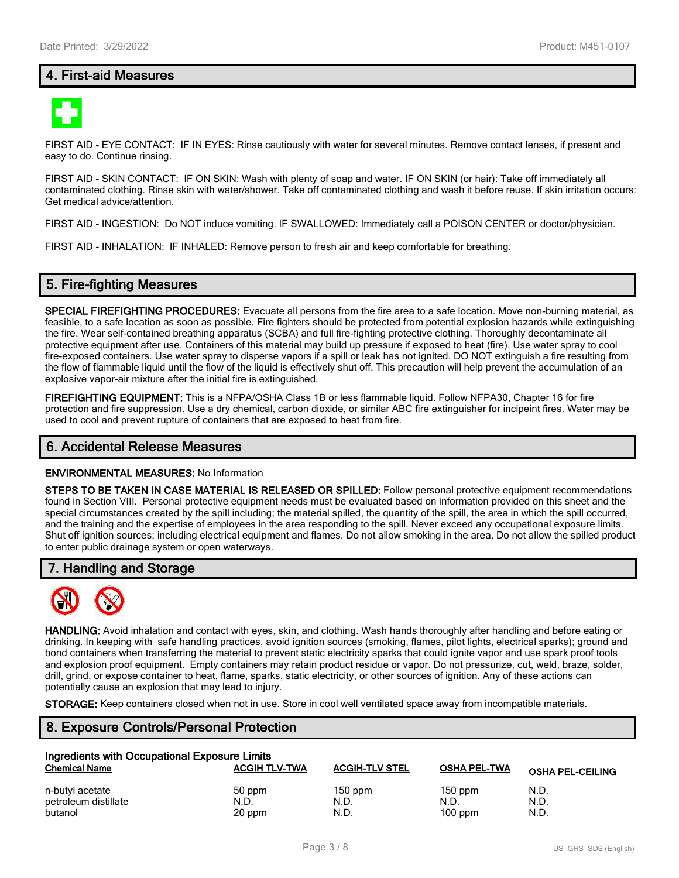## 4. First-aid Measures

FIRST AID - EYE CONTACT: IF IN EYES: Rinse cautiously with water for several minutes. Remove contact lenses, if present and easy to do. Continue rinsing.

FIRST AID - SKIN CONTACT: IF ON SKIN: Wash with plenty of soap and water. IF ON SKIN (or hair): Take off immediately all contaminated clothing. Rinse skin with water/shower. Take off contaminated clothing and wash it before reuse. If skin irritation occurs: Get medical advice/attention.

FIRST AID - INGESTION: Do NOT induce vomiting. IF SWALLOWED: Immediately call a POISON CENTER or doctor/physician.

FIRST AID - INHALATION: IF INHALED: Remove person to fresh air and keep comfortable for breathing.

## 5. Fire-fighting Measures

**SPECIAL FIREFIGHTING PROCEDURES:** Evacuate all persons from the fire area to a safe location. Move non-burning material, as feasible, to a safe location as soon as possible. Fire fighters should be protected from potential explosion hazards while extinguishing the fire. Wear self-contained breathing apparatus (SCBA) and full fire-fighting protective clothing. Thoroughly decontaminate all protective equipment after use. Containers of this material may build up pressure if exposed to heat (fire). Use water spray to cool fire-exposed containers. Use water spray to disperse vapors if a spill or leak has not ignited. DO NOT extinguish a fire resulting from the flow of flammable liquid until the flow of the liquid is effectively shut off. This precaution will help prevent the accumulation of an explosive vapor-air mixture after the initial fire is extinguished.

**FIREFIGHTING EQUIPMENT:** This is a NFPA/OSHA Class 1B or less flammable liquid. Follow NFPA30, Chapter 16 for fire protection and fire suppression. Use a dry chemical, carbon dioxide, or similar ABC fire extinguisher for incipeint fires. Water may be used to cool and prevent rupture of containers that are exposed to heat from fire.

## 6. Accidental Release Measures

**ENVIRONMENTAL MEASURES:** No Information

**STEPS TO BE TAKEN IN CASE MATERIAL IS RELEASED OR SPILLED:** Follow personal protective equipment recommendations found in Section VIII. Personal protective equipment needs must be evaluated based on information provided on this sheet and the special circumstances created by the spill including; the material spilled, the quantity of the spill, the area in which the spill occurred, and the training and the expertise of employees in the area responding to the spill. Never exceed any occupational exposure limits. Shut off ignition sources; including electrical equipment and flames. Do not allow smoking in the area. Do not allow the spilled product to enter public drainage system or open waterways.

## 7. Handling and Storage

**HANDLING:** Avoid inhalation and contact with eyes, skin, and clothing. Wash hands thoroughly after handling and before eating or drinking. In keeping with safe handling practices, avoid ignition sources (smoking, flames, pilot lights, electrical sparks); ground and bond containers when transferring the material to prevent static electricity sparks that could ignite vapor and use spark proof tools and explosion proof equipment. Empty containers may retain product residue or vapor. Do not pressurize, cut, weld, braze, solder, drill, grind, or expose container to heat, flame, sparks, static electricity, or other sources of ignition. Any of these actions can potentially cause an explosion that may lead to injury.

**STORAGE:** Keep containers closed when not in use. Store in cool well ventilated space away from incompatible materials.

## 8. Exposure Controls/Personal Protection

**Ingredients with Occupational Exposure Limits**

| Chemical Name | ACGIH TLV-TWA | ACGIH-TLV STEL | OSHA PEL-TWA | OSHA PEL-CEILING |
|---|---|---|---|---|
| n-butyl acetate | 50 ppm | 150 ppm | 150 ppm | N.D. |
| petroleum distillate | N.D. | N.D. | N.D. | N.D. |
| butanol | 20 ppm | N.D. | 100 ppm | N.D. |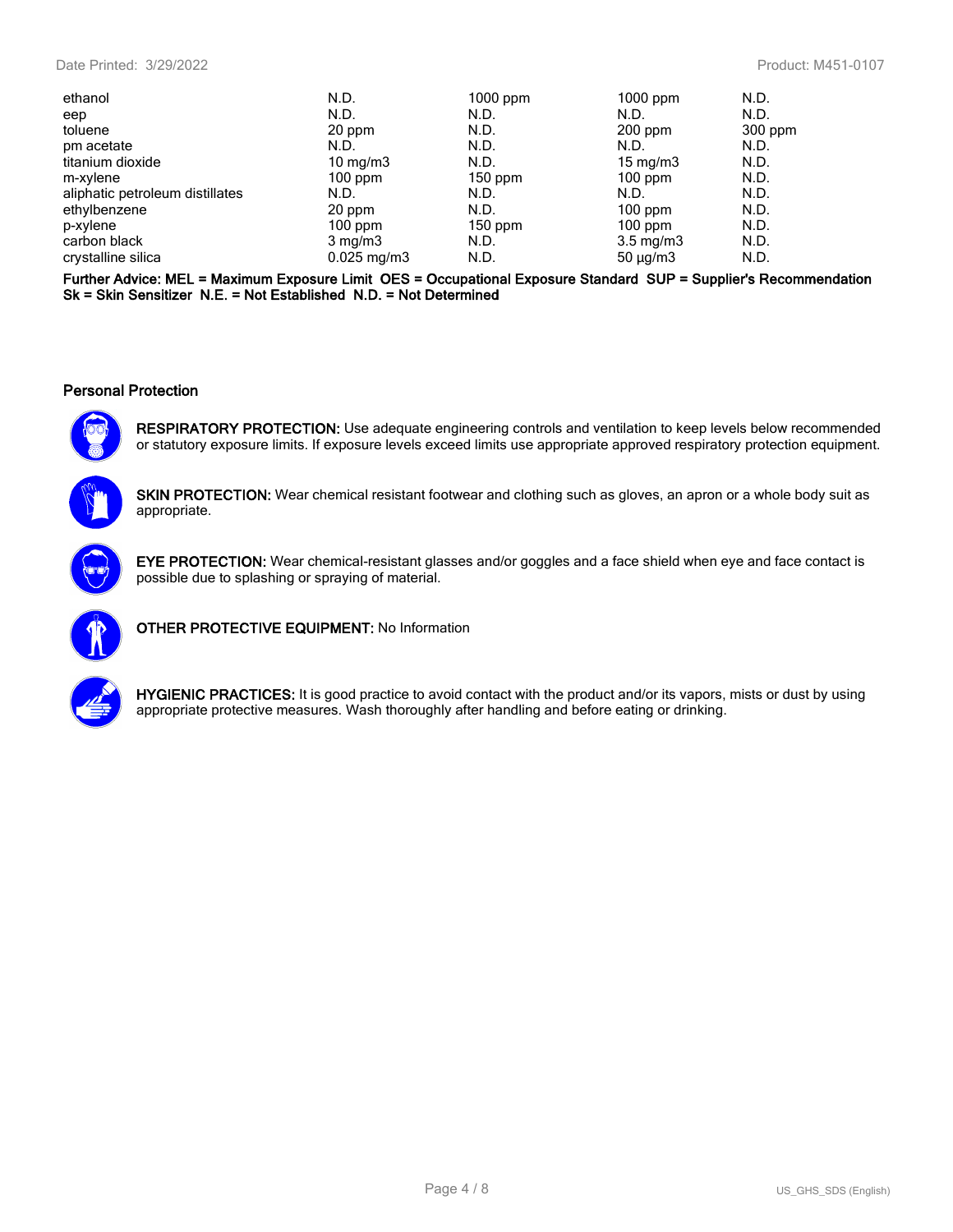| | | | | |
|---|---|---|---|---|
| ethanol | N.D. | 1000 ppm | 1000 ppm | N.D. |
| eep | N.D. | N.D. | N.D. | N.D. |
| toluene | 20 ppm | N.D. | 200 ppm | 300 ppm |
| pm acetate | N.D. | N.D. | N.D. | N.D. |
| titanium dioxide | 10 mg/m3 | N.D. | 15 mg/m3 | N.D. |
| m-xylene | 100 ppm | 150 ppm | 100 ppm | N.D. |
| aliphatic petroleum distillates | N.D. | N.D. | N.D. | N.D. |
| ethylbenzene | 20 ppm | N.D. | 100 ppm | N.D. |
| p-xylene | 100 ppm | 150 ppm | 100 ppm | N.D. |
| carbon black | 3 mg/m3 | N.D. | 3.5 mg/m3 | N.D. |
| crystalline silica | 0.025 mg/m3 | N.D. | 50 µg/m3 | N.D. |

**Further Advice: MEL = Maximum Exposure Limit OES = Occupational Exposure Standard SUP = Supplier's Recommendation Sk = Skin Sensitizer N.E. = Not Established N.D. = Not Determined**

### Personal Protection

**RESPIRATORY PROTECTION:** Use adequate engineering controls and ventilation to keep levels below recommended or statutory exposure limits. If exposure levels exceed limits use appropriate approved respiratory protection equipment.

**SKIN PROTECTION:** Wear chemical resistant footwear and clothing such as gloves, an apron or a whole body suit as appropriate.

**EYE PROTECTION:** Wear chemical-resistant glasses and/or goggles and a face shield when eye and face contact is possible due to splashing or spraying of material.

**OTHER PROTECTIVE EQUIPMENT:** No Information

**HYGIENIC PRACTICES:** It is good practice to avoid contact with the product and/or its vapors, mists or dust by using appropriate protective measures. Wash thoroughly after handling and before eating or drinking.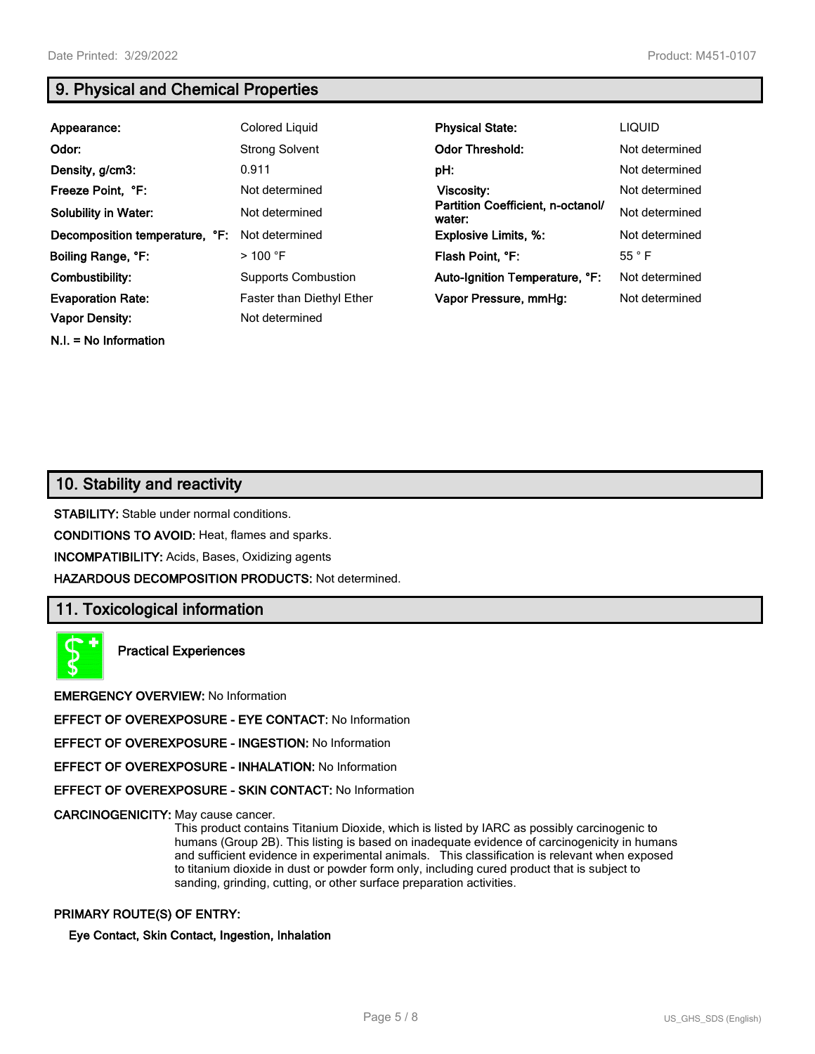## 9. Physical and Chemical Properties

| | | | |
|---|---|---|---|
| **Appearance:** | Colored Liquid | **Physical State:** | LIQUID |
| **Odor:** | Strong Solvent | **Odor Threshold:** | Not determined |
| **Density, g/cm3:** | 0.911 | **pH:** | Not determined |
| **Freeze Point, °F:** | Not determined | **Viscosity:** | Not determined |
| **Solubility in Water:** | Not determined | **Partition Coefficient, n-octanol/ water:** | Not determined |
| **Decomposition temperature, °F:** | Not determined | **Explosive Limits, %:** | Not determined |
| **Boiling Range, °F:** | > 100 °F | **Flash Point, °F:** | 55 ° F |
| **Combustibility:** | Supports Combustion | **Auto-Ignition Temperature, °F:** | Not determined |
| **Evaporation Rate:** | Faster than Diethyl Ether | **Vapor Pressure, mmHg:** | Not determined |
| **Vapor Density:** | Not determined | | |

**N.I. = No Information**

## 10. Stability and reactivity

**STABILITY:** Stable under normal conditions.

**CONDITIONS TO AVOID:** Heat, flames and sparks.

**INCOMPATIBILITY:** Acids, Bases, Oxidizing agents

**HAZARDOUS DECOMPOSITION PRODUCTS:** Not determined.

## 11. Toxicological information

**Practical Experiences**

**EMERGENCY OVERVIEW:** No Information

**EFFECT OF OVEREXPOSURE - EYE CONTACT:** No Information

**EFFECT OF OVEREXPOSURE - INGESTION:** No Information

**EFFECT OF OVEREXPOSURE - INHALATION:** No Information

**EFFECT OF OVEREXPOSURE - SKIN CONTACT:** No Information

**CARCINOGENICITY:** May cause cancer.

This product contains Titanium Dioxide, which is listed by IARC as possibly carcinogenic to humans (Group 2B). This listing is based on inadequate evidence of carcinogenicity in humans and sufficient evidence in experimental animals. This classification is relevant when exposed to titanium dioxide in dust or powder form only, including cured product that is subject to sanding, grinding, cutting, or other surface preparation activities.

**PRIMARY ROUTE(S) OF ENTRY:**

**Eye Contact, Skin Contact, Ingestion, Inhalation**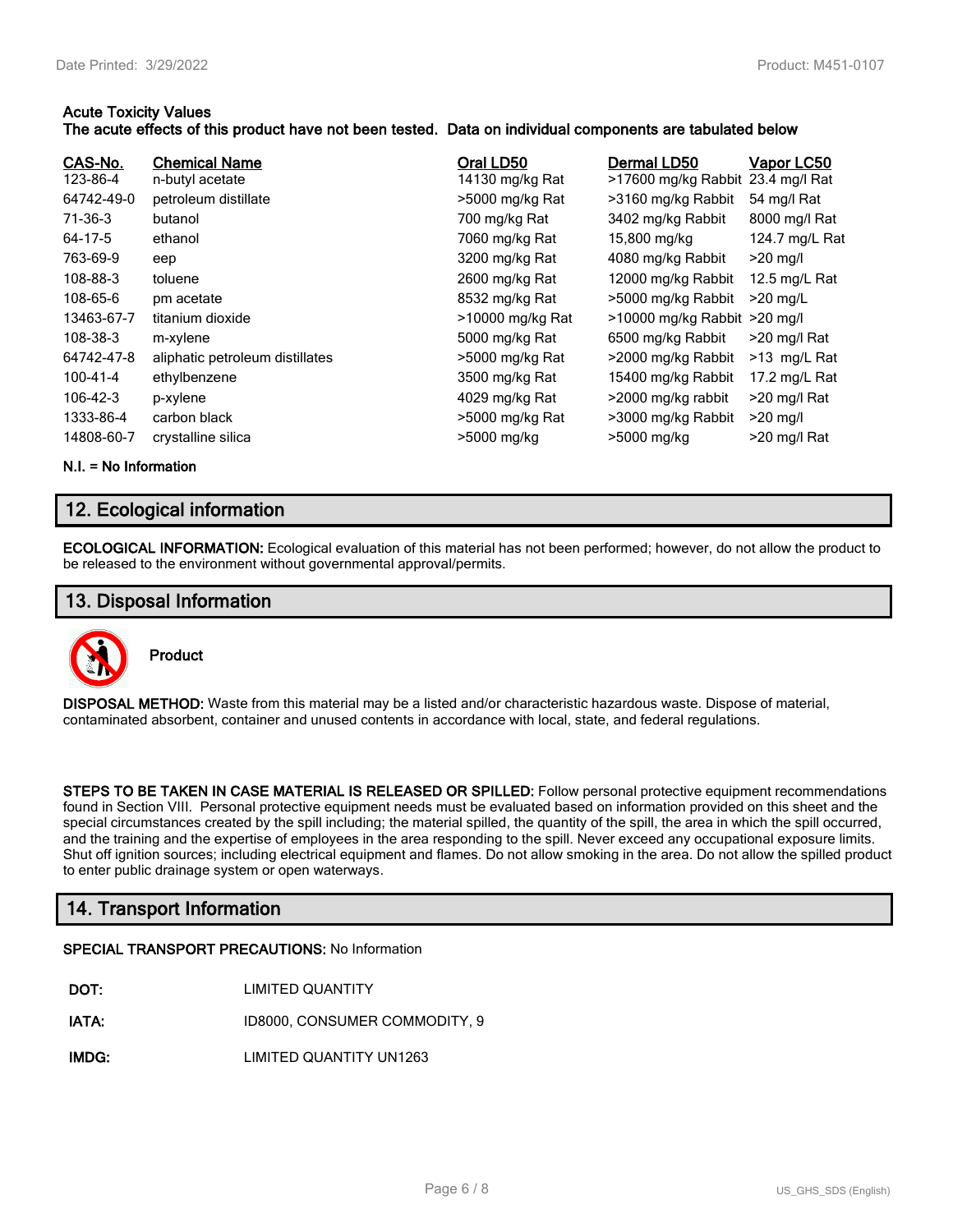**Acute Toxicity Values**
**The acute effects of this product have not been tested. Data on individual components are tabulated below**

| CAS-No. | Chemical Name | Oral LD50 | Dermal LD50 | Vapor LC50 |
|---|---|---|---|---|
| 123-86-4 | n-butyl acetate | 14130 mg/kg Rat | >17600 mg/kg Rabbit | 23.4 mg/l Rat |
| 64742-49-0 | petroleum distillate | >5000 mg/kg Rat | >3160 mg/kg Rabbit | 54 mg/l Rat |
| 71-36-3 | butanol | 700 mg/kg Rat | 3402 mg/kg Rabbit | 8000 mg/l Rat |
| 64-17-5 | ethanol | 7060 mg/kg Rat | 15,800 mg/kg | 124.7 mg/L Rat |
| 763-69-9 | eep | 3200 mg/kg Rat | 4080 mg/kg Rabbit | >20 mg/l |
| 108-88-3 | toluene | 2600 mg/kg Rat | 12000 mg/kg Rabbit | 12.5 mg/L Rat |
| 108-65-6 | pm acetate | 8532 mg/kg Rat | >5000 mg/kg Rabbit | >20 mg/L |
| 13463-67-7 | titanium dioxide | >10000 mg/kg Rat | >10000 mg/kg Rabbit | >20 mg/l |
| 108-38-3 | m-xylene | 5000 mg/kg Rat | 6500 mg/kg Rabbit | >20 mg/l Rat |
| 64742-47-8 | aliphatic petroleum distillates | >5000 mg/kg Rat | >2000 mg/kg Rabbit | >13 mg/L Rat |
| 100-41-4 | ethylbenzene | 3500 mg/kg Rat | 15400 mg/kg Rabbit | 17.2 mg/L Rat |
| 106-42-3 | p-xylene | 4029 mg/kg Rat | >2000 mg/kg rabbit | >20 mg/l Rat |
| 1333-86-4 | carbon black | >5000 mg/kg Rat | >3000 mg/kg Rabbit | >20 mg/l |
| 14808-60-7 | crystalline silica | >5000 mg/kg | >5000 mg/kg | >20 mg/l Rat |

**N.I. = No Information**

## 12. Ecological information

**ECOLOGICAL INFORMATION:** Ecological evaluation of this material has not been performed; however, do not allow the product to be released to the environment without governmental approval/permits.

## 13. Disposal Information

**Product**

**DISPOSAL METHOD:** Waste from this material may be a listed and/or characteristic hazardous waste. Dispose of material, contaminated absorbent, container and unused contents in accordance with local, state, and federal regulations.

**STEPS TO BE TAKEN IN CASE MATERIAL IS RELEASED OR SPILLED:** Follow personal protective equipment recommendations found in Section VIII. Personal protective equipment needs must be evaluated based on information provided on this sheet and the special circumstances created by the spill including; the material spilled, the quantity of the spill, the area in which the spill occurred, and the training and the expertise of employees in the area responding to the spill. Never exceed any occupational exposure limits. Shut off ignition sources; including electrical equipment and flames. Do not allow smoking in the area. Do not allow the spilled product to enter public drainage system or open waterways.

## 14. Transport Information

**SPECIAL TRANSPORT PRECAUTIONS:** No Information

| | |
|---|---|
| **DOT:** | LIMITED QUANTITY |
| **IATA:** | ID8000, CONSUMER COMMODITY, 9 |
| **IMDG:** | LIMITED QUANTITY UN1263 |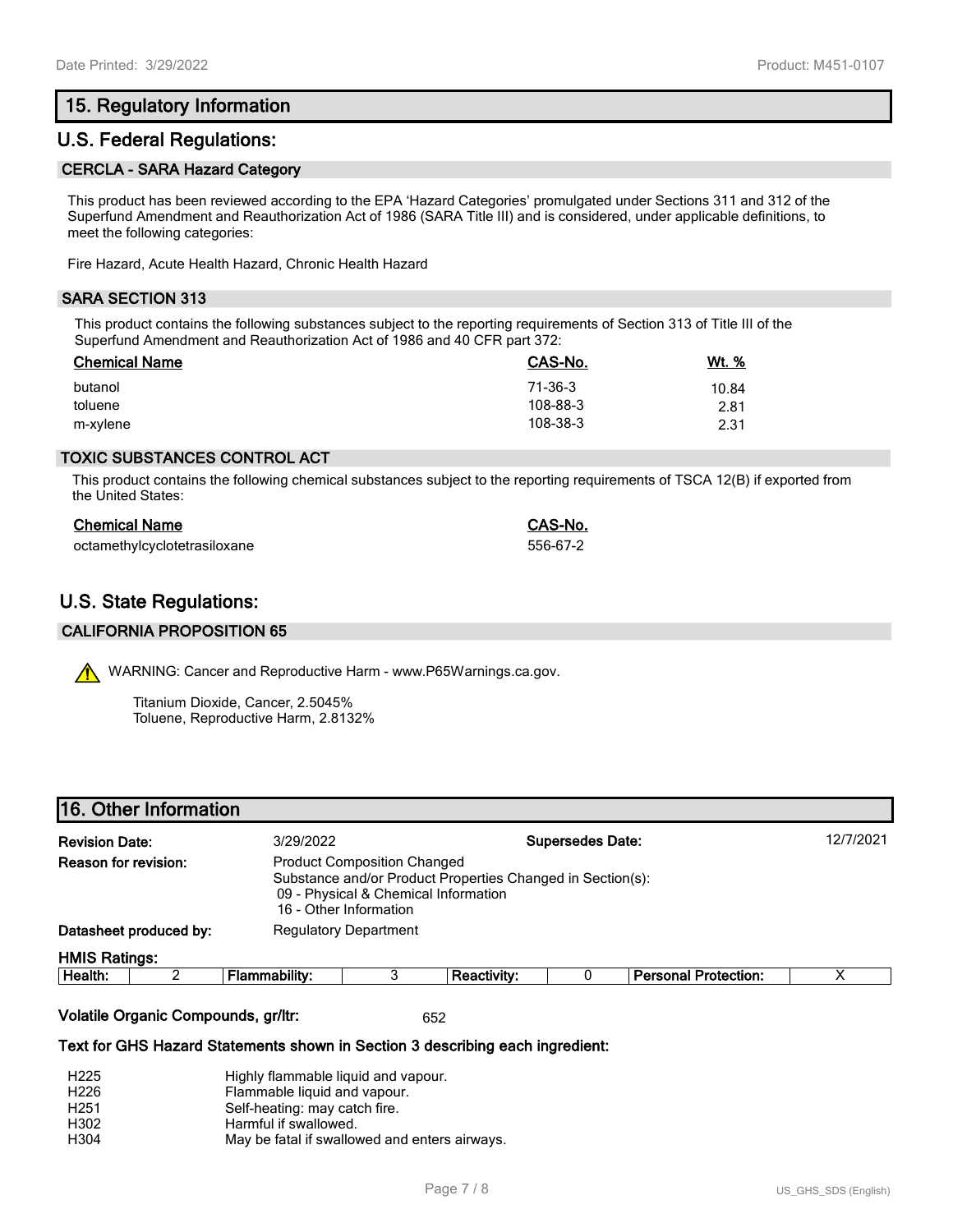## 15. Regulatory Information

## U.S. Federal Regulations:

### CERCLA - SARA Hazard Category

This product has been reviewed according to the EPA 'Hazard Categories' promulgated under Sections 311 and 312 of the Superfund Amendment and Reauthorization Act of 1986 (SARA Title III) and is considered, under applicable definitions, to meet the following categories:

Fire Hazard, Acute Health Hazard, Chronic Health Hazard

### SARA SECTION 313

This product contains the following substances subject to the reporting requirements of Section 313 of Title III of the Superfund Amendment and Reauthorization Act of 1986 and 40 CFR part 372:

| Chemical Name | CAS-No. | Wt. % |
|---|---|---|
| butanol | 71-36-3 | 10.84 |
| toluene | 108-88-3 | 2.81 |
| m-xylene | 108-38-3 | 2.31 |

### TOXIC SUBSTANCES CONTROL ACT

This product contains the following chemical substances subject to the reporting requirements of TSCA 12(B) if exported from the United States:

| Chemical Name | CAS-No. |
|---|---|
| octamethylcyclotetrasiloxane | 556-67-2 |

## U.S. State Regulations:

### CALIFORNIA PROPOSITION 65

WARNING: Cancer and Reproductive Harm - www.P65Warnings.ca.gov.

Titanium Dioxide, Cancer, 2.5045%
Toluene, Reproductive Harm, 2.8132%

## 16. Other Information

**Revision Date:** 3/29/2022 **Supersedes Date:** 12/7/2021

**Reason for revision:** Product Composition Changed
Substance and/or Product Properties Changed in Section(s):
09 - Physical & Chemical Information
16 - Other Information

**Datasheet produced by:** Regulatory Department

**HMIS Ratings:**

| Health: | 2 | Flammability: | 3 | Reactivity: | 0 | Personal Protection: | X |
|---|---|---|---|---|---|---|---|

**Volatile Organic Compounds, gr/ltr:** 652

**Text for GHS Hazard Statements shown in Section 3 describing each ingredient:**

| | |
|---|---|
| H225 | Highly flammable liquid and vapour. |
| H226 | Flammable liquid and vapour. |
| H251 | Self-heating: may catch fire. |
| H302 | Harmful if swallowed. |
| H304 | May be fatal if swallowed and enters airways. |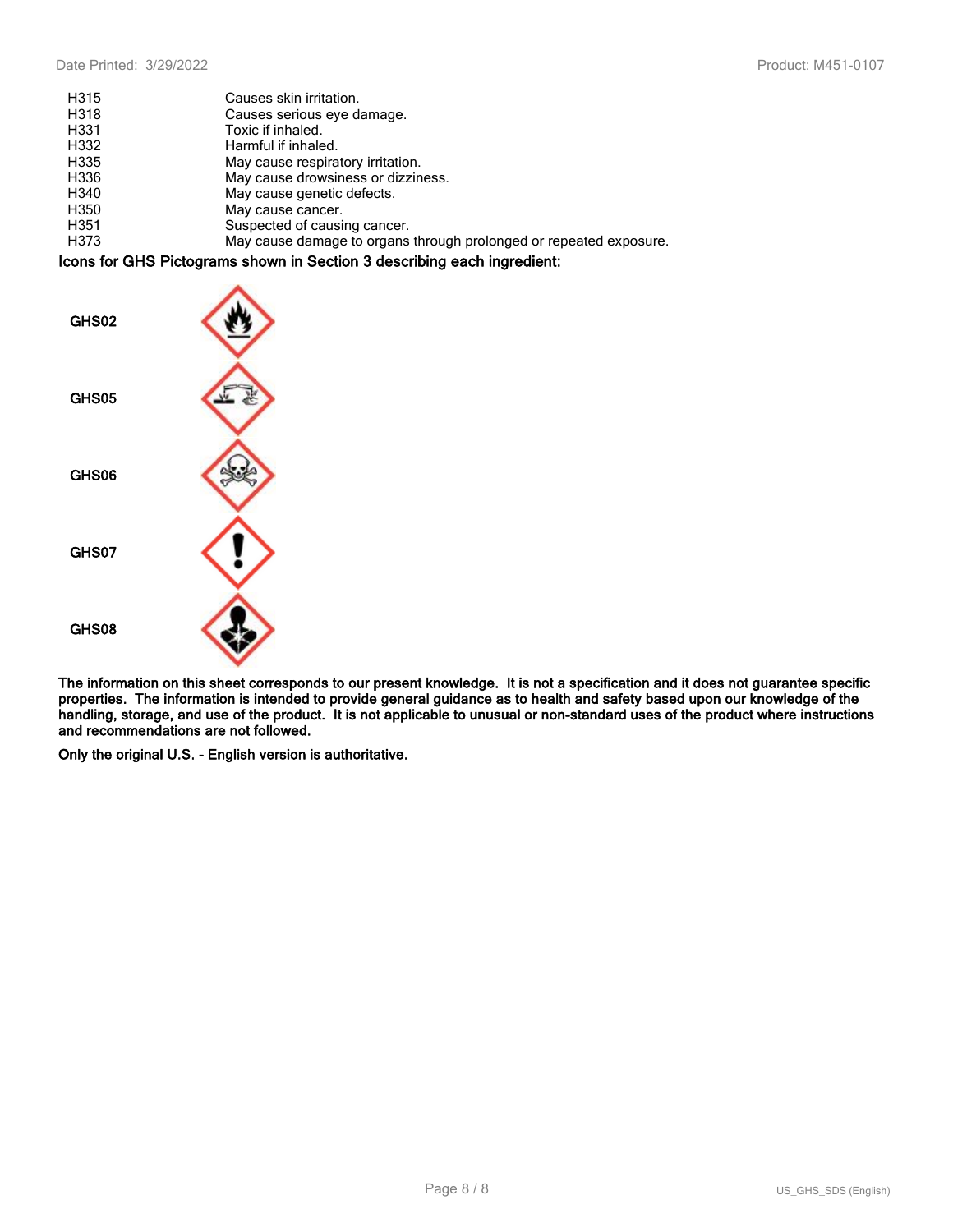| | |
|---|---|
| H315 | Causes skin irritation. |
| H318 | Causes serious eye damage. |
| H331 | Toxic if inhaled. |
| H332 | Harmful if inhaled. |
| H335 | May cause respiratory irritation. |
| H336 | May cause drowsiness or dizziness. |
| H340 | May cause genetic defects. |
| H350 | May cause cancer. |
| H351 | Suspected of causing cancer. |
| H373 | May cause damage to organs through prolonged or repeated exposure. |

**Icons for GHS Pictograms shown in Section 3 describing each ingredient:**

**GHS02**

**GHS05**

**GHS06**

**GHS07**

**GHS08**

**The information on this sheet corresponds to our present knowledge. It is not a specification and it does not guarantee specific properties. The information is intended to provide general guidance as to health and safety based upon our knowledge of the handling, storage, and use of the product. It is not applicable to unusual or non-standard uses of the product where instructions and recommendations are not followed.**

**Only the original U.S. - English version is authoritative.**